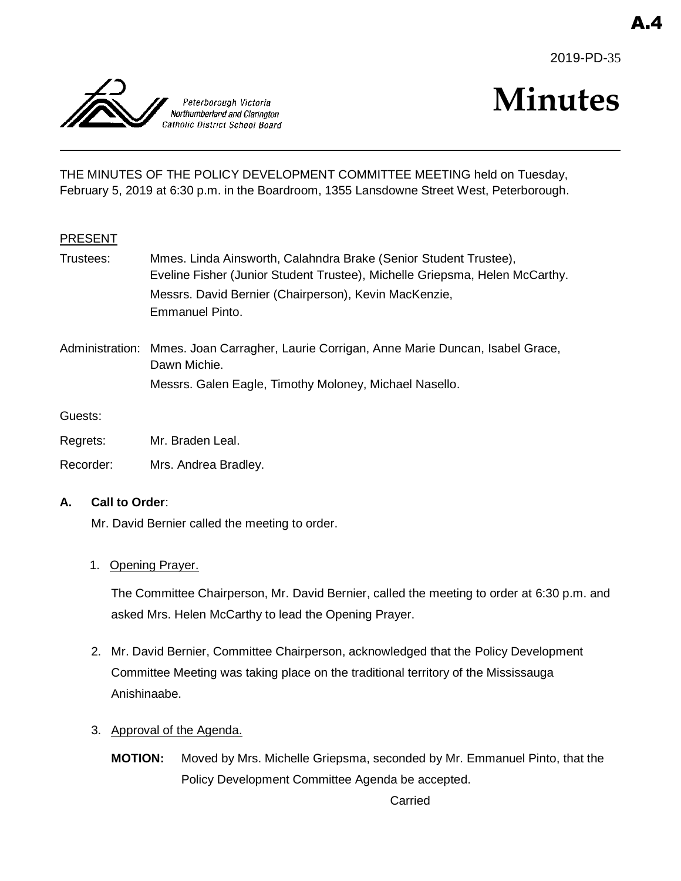A.4

2019-PD-35

Peterborough Victoria Northumberland and Clarington Catholic District School Board

# Minutes

THE MINUTES OF THE POLICY DEVELOPMENT COMMITTEE MEETING held on Tuesday, February 5, 2019 at 6:30 p.m. in the Boardroom, 1355 Lansdowne Street West, Peterborough.

PRESENT

Trustees: Mmes. Linda Ainsworth, Calahndra Brake (Senior Student Trustee), Eveline Fisher (Junior Student Trustee), Michelle Griepsma, Helen McCarthy. Messrs. David Bernier (Chairperson), Kevin MacKenzie, Emmanuel Pinto.

Administration: Mmes. Joan Carragher, Laurie Corrigan, Anne Marie Duncan, Isabel Grace, Dawn Michie. Messrs. Galen Eagle, Timothy Moloney, Michael Nasello.

Guests:

Regrets: Mr. Braden Leal.

Recorder: Mrs. Andrea Bradley.

**A. Call to Order**:

Mr. David Bernier called the meeting to order.

1. Opening Prayer.

   The Committee Chairperson, Mr. David Bernier, called the meeting to order at 6:30 p.m. and asked Mrs. Helen McCarthy to lead the Opening Prayer.

2. Mr. David Bernier, Committee Chairperson, acknowledged that the Policy Development Committee Meeting was taking place on the traditional territory of the Mississauga Anishinaabe.

3. Approval of the Agenda.

   **MOTION:** Moved by Mrs. Michelle Griepsma, seconded by Mr. Emmanuel Pinto, that the Policy Development Committee Agenda be accepted.

   Carried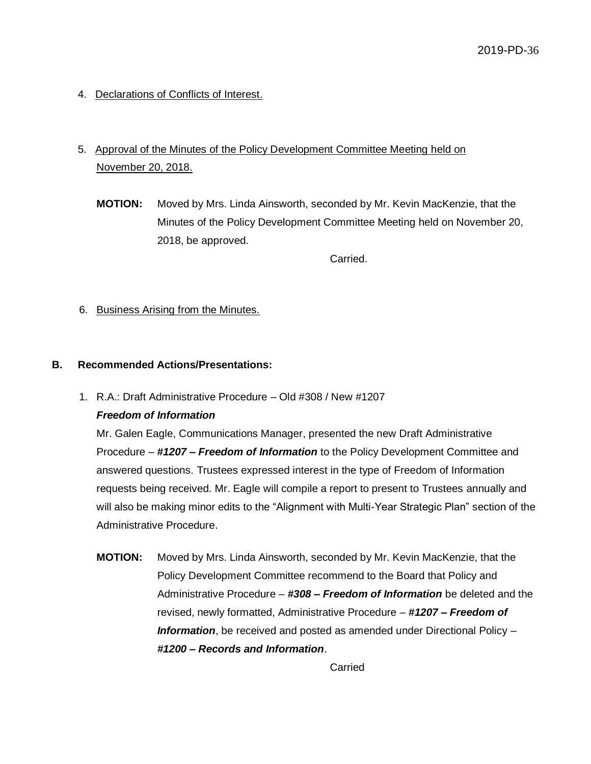4. Declarations of Conflicts of Interest.

5. Approval of the Minutes of the Policy Development Committee Meeting held on November 20, 2018.

**MOTION:** Moved by Mrs. Linda Ainsworth, seconded by Mr. Kevin MacKenzie, that the Minutes of the Policy Development Committee Meeting held on November 20, 2018, be approved.

Carried.

6. Business Arising from the Minutes.

**B. Recommended Actions/Presentations:**

1. R.A.: Draft Administrative Procedure – Old #308 / New #1207
   ***Freedom of Information***
   Mr. Galen Eagle, Communications Manager, presented the new Draft Administrative Procedure – ***#1207 – Freedom of Information*** to the Policy Development Committee and answered questions. Trustees expressed interest in the type of Freedom of Information requests being received. Mr. Eagle will compile a report to present to Trustees annually and will also be making minor edits to the "Alignment with Multi-Year Strategic Plan" section of the Administrative Procedure.

   **MOTION:** Moved by Mrs. Linda Ainsworth, seconded by Mr. Kevin MacKenzie, that the Policy Development Committee recommend to the Board that Policy and Administrative Procedure – ***#308 – Freedom of Information*** be deleted and the revised, newly formatted, Administrative Procedure – ***#1207 – Freedom of Information***, be received and posted as amended under Directional Policy – ***#1200 – Records and Information***.

   Carried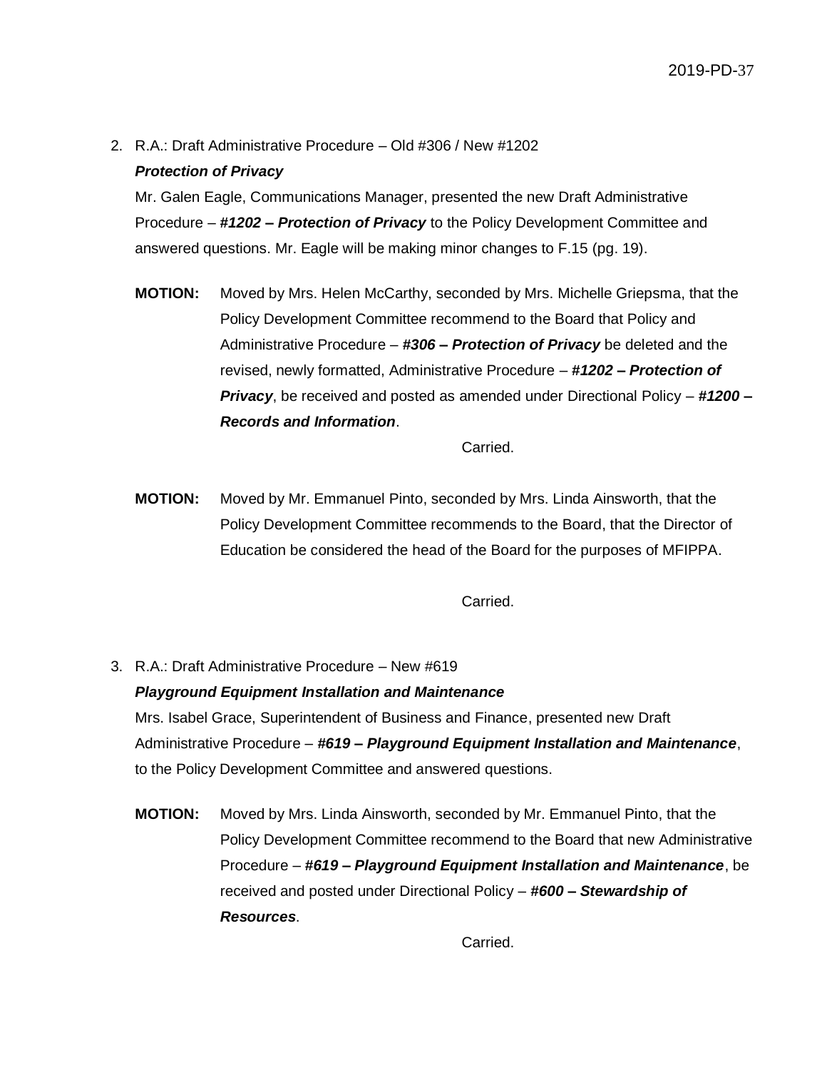2. R.A.: Draft Administrative Procedure – Old #306 / New #1202

   ***Protection of Privacy***

   Mr. Galen Eagle, Communications Manager, presented the new Draft Administrative Procedure – #***1202 – Protection of Privacy*** to the Policy Development Committee and answered questions. Mr. Eagle will be making minor changes to F.15 (pg. 19).

   **MOTION:** Moved by Mrs. Helen McCarthy, seconded by Mrs. Michelle Griepsma, that the Policy Development Committee recommend to the Board that Policy and Administrative Procedure – ***#306 – Protection of Privacy*** be deleted and the revised, newly formatted, Administrative Procedure – #***1202 – Protection of Privacy***, be received and posted as amended under Directional Policy – #***1200 – Records and Information***.

   Carried.

   **MOTION:** Moved by Mr. Emmanuel Pinto, seconded by Mrs. Linda Ainsworth, that the Policy Development Committee recommends to the Board, that the Director of Education be considered the head of the Board for the purposes of MFIPPA.

   Carried.

3. R.A.: Draft Administrative Procedure – New #619

   ***Playground Equipment Installation and Maintenance***

   Mrs. Isabel Grace, Superintendent of Business and Finance, presented new Draft Administrative Procedure – #***619 – Playground Equipment Installation and Maintenance***, to the Policy Development Committee and answered questions.

   **MOTION:** Moved by Mrs. Linda Ainsworth, seconded by Mr. Emmanuel Pinto, that the Policy Development Committee recommend to the Board that new Administrative Procedure – #***619 – Playground Equipment Installation and Maintenance***, be received and posted under Directional Policy – #***600 – Stewardship of Resources***.

   Carried.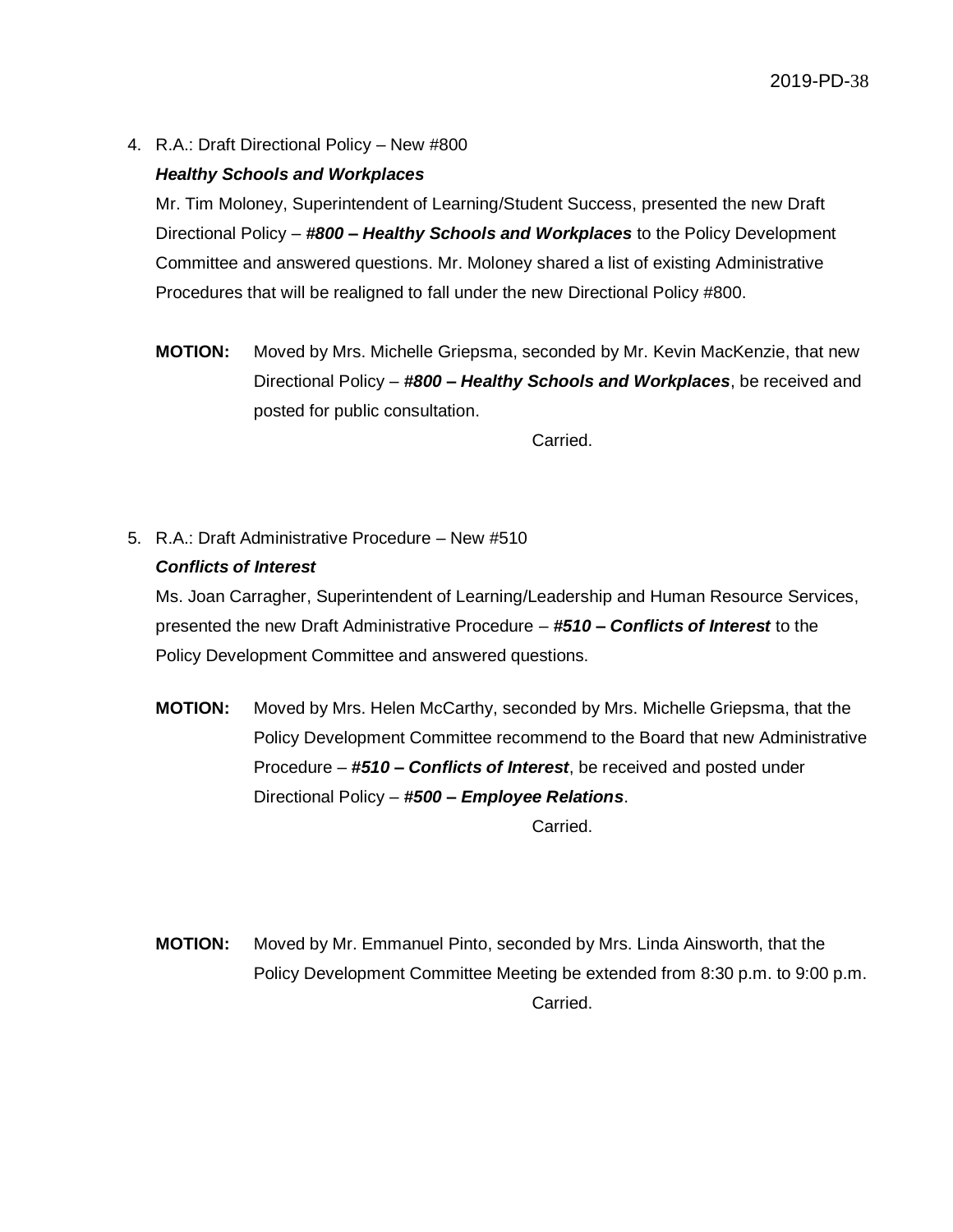4. R.A.: Draft Directional Policy – New #800

   ***Healthy Schools and Workplaces***

   Mr. Tim Moloney, Superintendent of Learning/Student Success, presented the new Draft Directional Policy – ***#800 – Healthy Schools and Workplaces*** to the Policy Development Committee and answered questions. Mr. Moloney shared a list of existing Administrative Procedures that will be realigned to fall under the new Directional Policy #800.

   **MOTION:** Moved by Mrs. Michelle Griepsma, seconded by Mr. Kevin MacKenzie, that new Directional Policy – ***#800 – Healthy Schools and Workplaces***, be received and posted for public consultation.

   Carried.

5. R.A.: Draft Administrative Procedure – New #510

   ***Conflicts of Interest***

   Ms. Joan Carragher, Superintendent of Learning/Leadership and Human Resource Services, presented the new Draft Administrative Procedure – ***#510 – Conflicts of Interest*** to the Policy Development Committee and answered questions.

   **MOTION:** Moved by Mrs. Helen McCarthy, seconded by Mrs. Michelle Griepsma, that the Policy Development Committee recommend to the Board that new Administrative Procedure – ***#510 – Conflicts of Interest***, be received and posted under Directional Policy – ***#500 – Employee Relations***.

   Carried.

   **MOTION:** Moved by Mr. Emmanuel Pinto, seconded by Mrs. Linda Ainsworth, that the Policy Development Committee Meeting be extended from 8:30 p.m. to 9:00 p.m.

   Carried.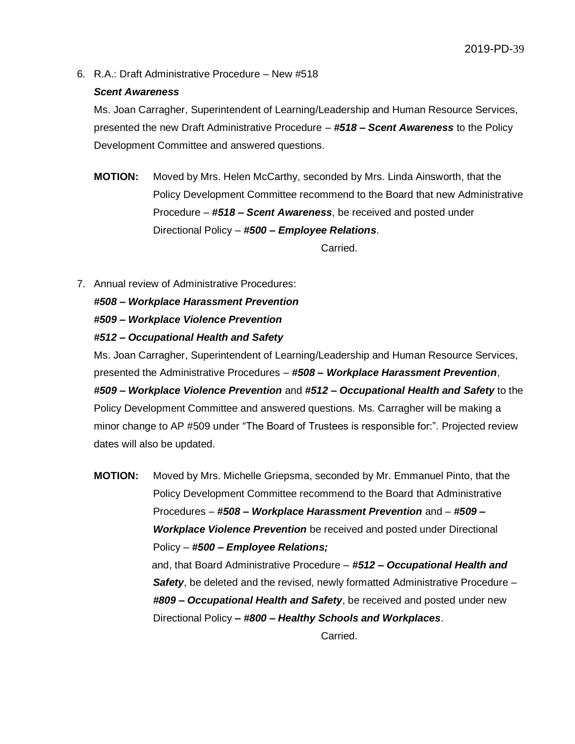6. R.A.: Draft Administrative Procedure – New #518

   ***Scent Awareness***

   Ms. Joan Carragher, Superintendent of Learning/Leadership and Human Resource Services, presented the new Draft Administrative Procedure – ***#518 – Scent Awareness*** to the Policy Development Committee and answered questions.

   **MOTION:** Moved by Mrs. Helen McCarthy, seconded by Mrs. Linda Ainsworth, that the Policy Development Committee recommend to the Board that new Administrative Procedure – ***#518 – Scent Awareness***, be received and posted under Directional Policy – ***#500 – Employee Relations***.

   Carried.

7. Annual review of Administrative Procedures:

   ***#508 – Workplace Harassment Prevention***

   ***#509 – Workplace Violence Prevention***

   ***#512 – Occupational Health and Safety***

   Ms. Joan Carragher, Superintendent of Learning/Leadership and Human Resource Services, presented the Administrative Procedures – ***#508 – Workplace Harassment Prevention***, ***#509 – Workplace Violence Prevention*** and ***#512 – Occupational Health and Safety*** to the Policy Development Committee and answered questions. Ms. Carragher will be making a minor change to AP #509 under "The Board of Trustees is responsible for:". Projected review dates will also be updated.

   **MOTION:** Moved by Mrs. Michelle Griepsma, seconded by Mr. Emmanuel Pinto, that the Policy Development Committee recommend to the Board that Administrative Procedures – ***#508 – Workplace Harassment Prevention*** and – ***#509 – Workplace Violence Prevention*** be received and posted under Directional Policy – ***#500 – Employee Relations;***

   and, that Board Administrative Procedure – ***#512 – Occupational Health and Safety***, be deleted and the revised, newly formatted Administrative Procedure – ***#809 – Occupational Health and Safety***, be received and posted under new Directional Policy ***– #800 – Healthy Schools and Workplaces***.

   Carried.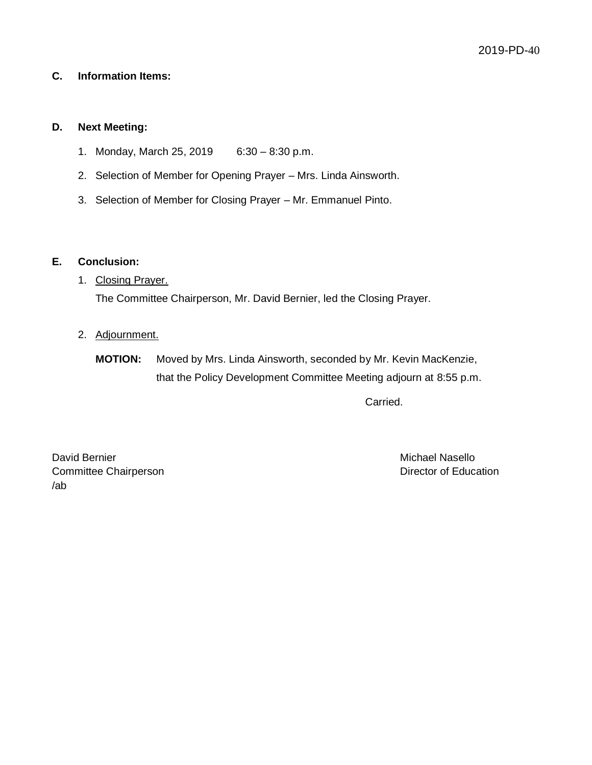2019-PD-40

**C. Information Items:**

**D. Next Meeting:**

1. Monday, March 25, 2019 6:30 – 8:30 p.m.
2. Selection of Member for Opening Prayer – Mrs. Linda Ainsworth.
3. Selection of Member for Closing Prayer – Mr. Emmanuel Pinto.

**E. Conclusion:**

1. Closing Prayer.
   The Committee Chairperson, Mr. David Bernier, led the Closing Prayer.

2. Adjournment.

   **MOTION:** Moved by Mrs. Linda Ainsworth, seconded by Mr. Kevin MacKenzie, that the Policy Development Committee Meeting adjourn at 8:55 p.m.

   Carried.

David Bernier
Committee Chairperson
/ab

Michael Nasello
Director of Education